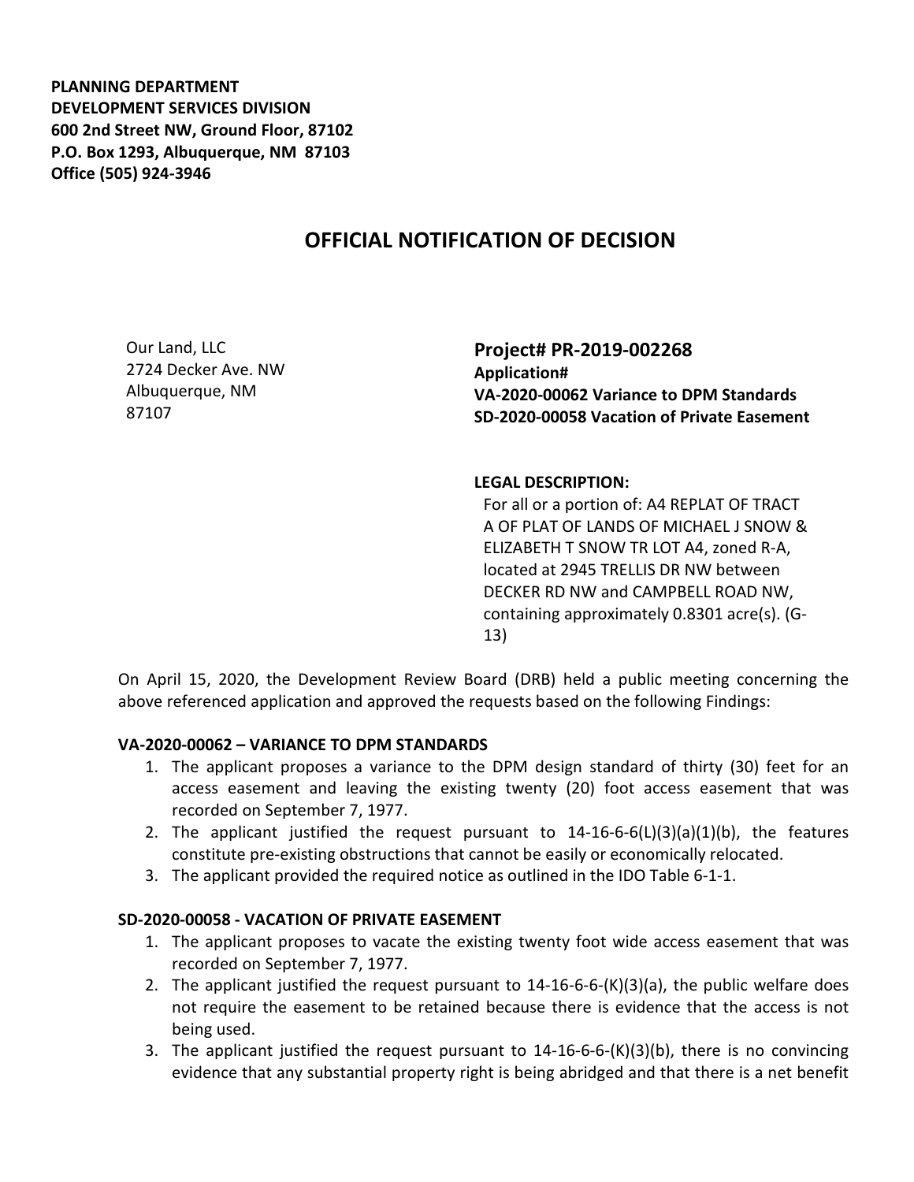**PLANNING DEPARTMENT**
**DEVELOPMENT SERVICES DIVISION**
**600 2nd Street NW, Ground Floor, 87102**
**P.O. Box 1293, Albuquerque, NM 87103**
**Office (505) 924-3946**

# OFFICIAL NOTIFICATION OF DECISION

Our Land, LLC
2724 Decker Ave. NW
Albuquerque, NM
87107

## Project# PR-2019-002268

**Application#**
**VA-2020-00062 Variance to DPM Standards**
**SD-2020-00058 Vacation of Private Easement**

**LEGAL DESCRIPTION:**
For all or a portion of: A4 REPLAT OF TRACT A OF PLAT OF LANDS OF MICHAEL J SNOW & ELIZABETH T SNOW TR LOT A4, zoned R-A, located at 2945 TRELLIS DR NW between DECKER RD NW and CAMPBELL ROAD NW, containing approximately 0.8301 acre(s). (G-13)

On April 15, 2020, the Development Review Board (DRB) held a public meeting concerning the above referenced application and approved the requests based on the following Findings:

**VA-2020-00062 – VARIANCE TO DPM STANDARDS**

1. The applicant proposes a variance to the DPM design standard of thirty (30) feet for an access easement and leaving the existing twenty (20) foot access easement that was recorded on September 7, 1977.
2. The applicant justified the request pursuant to 14-16-6-6(L)(3)(a)(1)(b), the features constitute pre-existing obstructions that cannot be easily or economically relocated.
3. The applicant provided the required notice as outlined in the IDO Table 6-1-1.

**SD-2020-00058 - VACATION OF PRIVATE EASEMENT**

1. The applicant proposes to vacate the existing twenty foot wide access easement that was recorded on September 7, 1977.
2. The applicant justified the request pursuant to 14-16-6-6-(K)(3)(a), the public welfare does not require the easement to be retained because there is evidence that the access is not being used.
3. The applicant justified the request pursuant to 14-16-6-6-(K)(3)(b), there is no convincing evidence that any substantial property right is being abridged and that there is a net benefit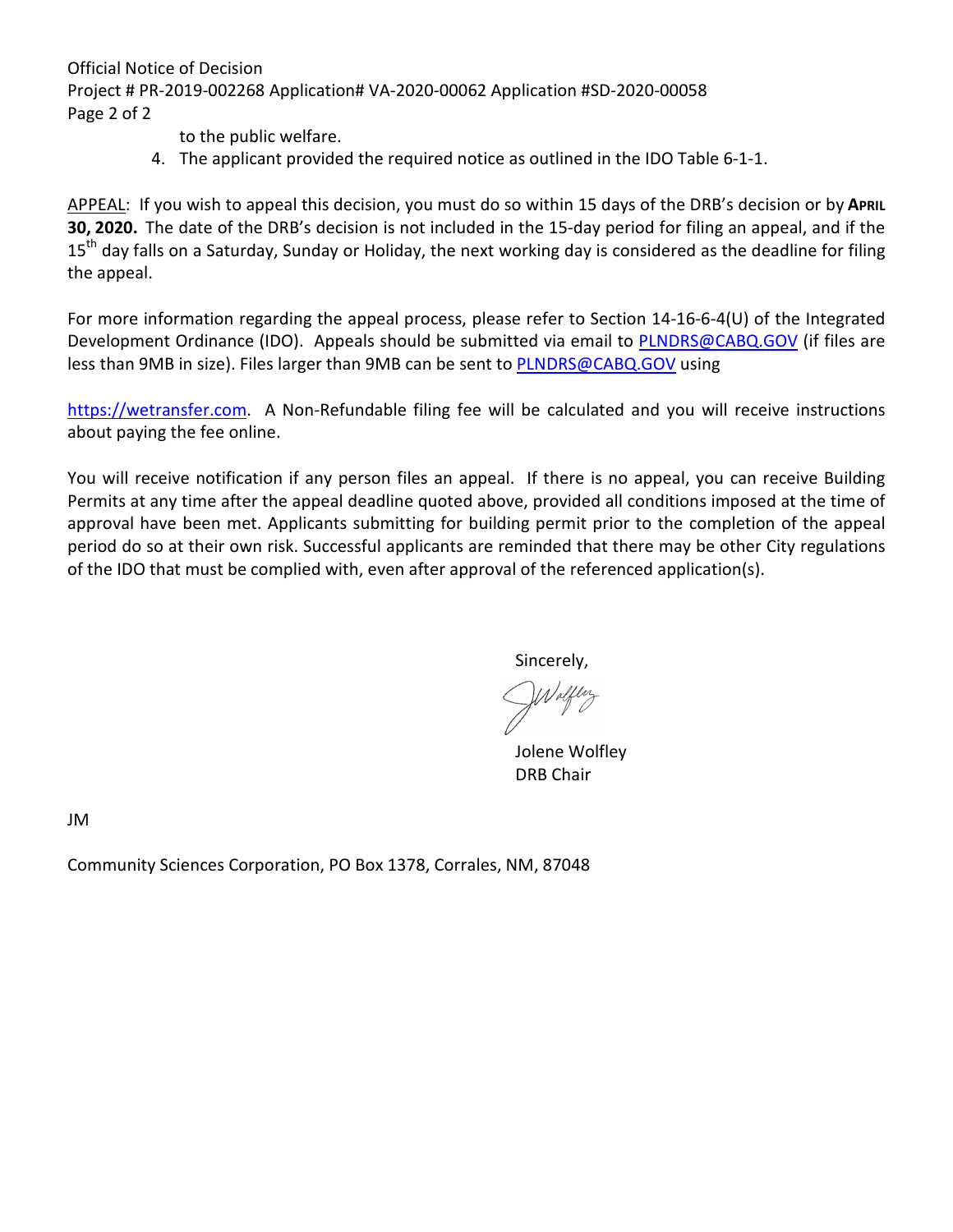to the public welfare.

4. The applicant provided the required notice as outlined in the IDO Table 6-1-1.

APPEAL: If you wish to appeal this decision, you must do so within 15 days of the DRB's decision or by **APRIL 30, 2020.** The date of the DRB's decision is not included in the 15-day period for filing an appeal, and if the 15th day falls on a Saturday, Sunday or Holiday, the next working day is considered as the deadline for filing the appeal.

For more information regarding the appeal process, please refer to Section 14-16-6-4(U) of the Integrated Development Ordinance (IDO). Appeals should be submitted via email to PLNDRS@CABQ.GOV (if files are less than 9MB in size). Files larger than 9MB can be sent to PLNDRS@CABQ.GOV using

https://wetransfer.com. A Non-Refundable filing fee will be calculated and you will receive instructions about paying the fee online.

You will receive notification if any person files an appeal. If there is no appeal, you can receive Building Permits at any time after the appeal deadline quoted above, provided all conditions imposed at the time of approval have been met. Applicants submitting for building permit prior to the completion of the appeal period do so at their own risk. Successful applicants are reminded that there may be other City regulations of the IDO that must be complied with, even after approval of the referenced application(s).

Sincerely,

Jolene Wolfley
DRB Chair

JM

Community Sciences Corporation, PO Box 1378, Corrales, NM, 87048